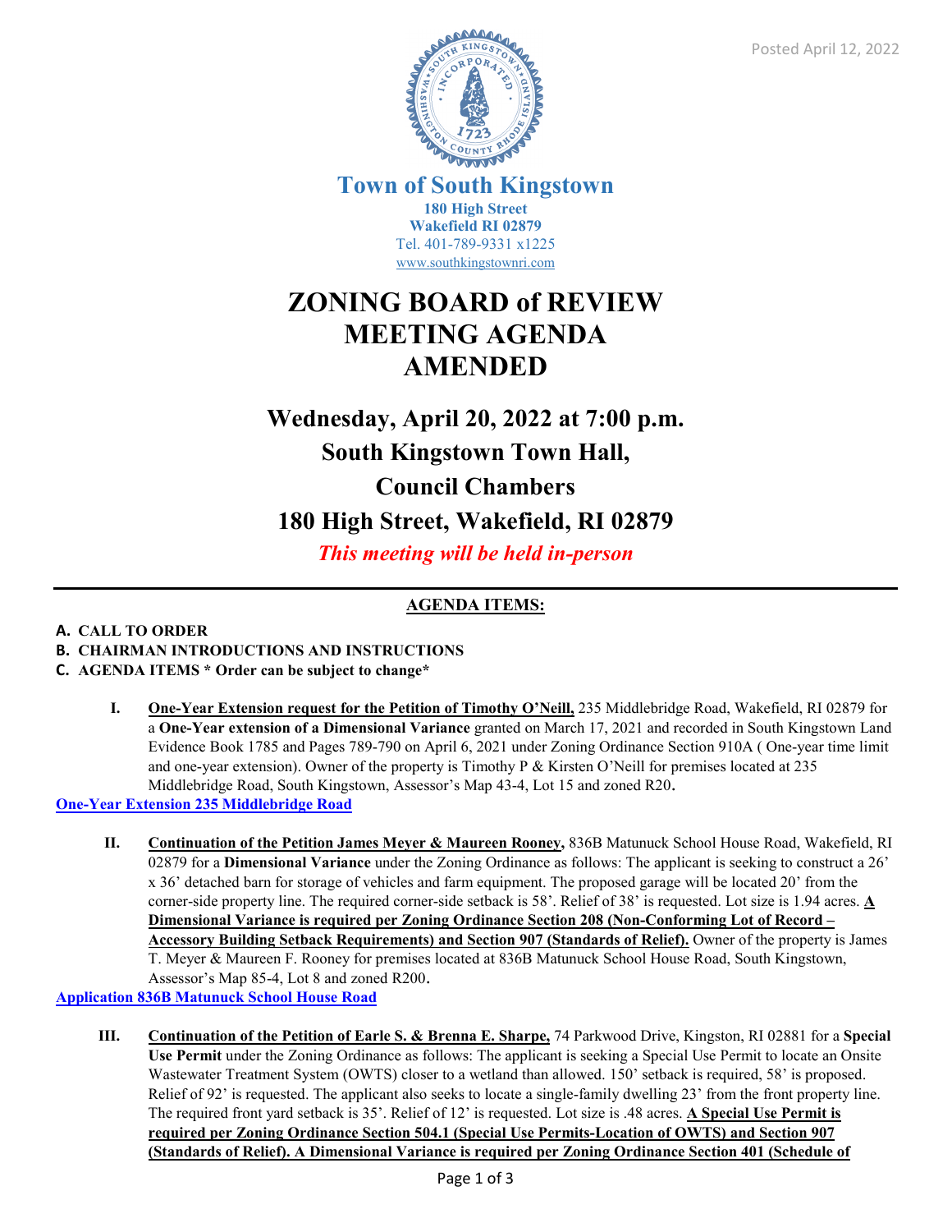Posted April 12, 2022

**Town of South Kingstown**
**180 High Street**
**Wakefield RI 02879**
Tel. 401-789-9331 x1225
www.southkingstownri.com

# ZONING BOARD of REVIEW MEETING AGENDA AMENDED

## Wednesday, April 20, 2022 at 7:00 p.m.
## South Kingstown Town Hall,
## Council Chambers
## 180 High Street, Wakefield, RI 02879

***This meeting will be held in-person***

---

**AGENDA ITEMS:**

**A. CALL TO ORDER**

**B. CHAIRMAN INTRODUCTIONS AND INSTRUCTIONS**

**C. AGENDA ITEMS * Order can be subject to change***

**I.** **One-Year Extension request for the Petition of Timothy O'Neill,** 235 Middlebridge Road, Wakefield, RI 02879 for a **One-Year extension of a Dimensional Variance** granted on March 17, 2021 and recorded in South Kingstown Land Evidence Book 1785 and Pages 789-790 on April 6, 2021 under Zoning Ordinance Section 910A ( One-year time limit and one-year extension). Owner of the property is Timothy P & Kirsten O'Neill for premises located at 235 Middlebridge Road, South Kingstown, Assessor's Map 43-4, Lot 15 and zoned R20**.**

One-Year Extension 235 Middlebridge Road

**II.** **Continuation of the Petition James Meyer & Maureen Rooney,** 836B Matunuck School House Road, Wakefield, RI 02879 for a **Dimensional Variance** under the Zoning Ordinance as follows: The applicant is seeking to construct a 26' x 36' detached barn for storage of vehicles and farm equipment. The proposed garage will be located 20' from the corner-side property line. The required corner-side setback is 58'. Relief of 38' is requested. Lot size is 1.94 acres. **A Dimensional Variance is required per Zoning Ordinance Section 208 (Non-Conforming Lot of Record – Accessory Building Setback Requirements) and Section 907 (Standards of Relief).** Owner of the property is James T. Meyer & Maureen F. Rooney for premises located at 836B Matunuck School House Road, South Kingstown, Assessor's Map 85-4, Lot 8 and zoned R200**.**

Application 836B Matunuck School House Road

**III.** **Continuation of the Petition of Earle S. & Brenna E. Sharpe,** 74 Parkwood Drive, Kingston, RI 02881 for a **Special Use Permit** under the Zoning Ordinance as follows: The applicant is seeking a Special Use Permit to locate an Onsite Wastewater Treatment System (OWTS) closer to a wetland than allowed. 150' setback is required, 58' is proposed. Relief of 92' is requested. The applicant also seeks to locate a single-family dwelling 23' from the front property line. The required front yard setback is 35'. Relief of 12' is requested. Lot size is .48 acres. **A Special Use Permit is required per Zoning Ordinance Section 504.1 (Special Use Permits-Location of OWTS) and Section 907 (Standards of Relief). A Dimensional Variance is required per Zoning Ordinance Section 401 (Schedule of**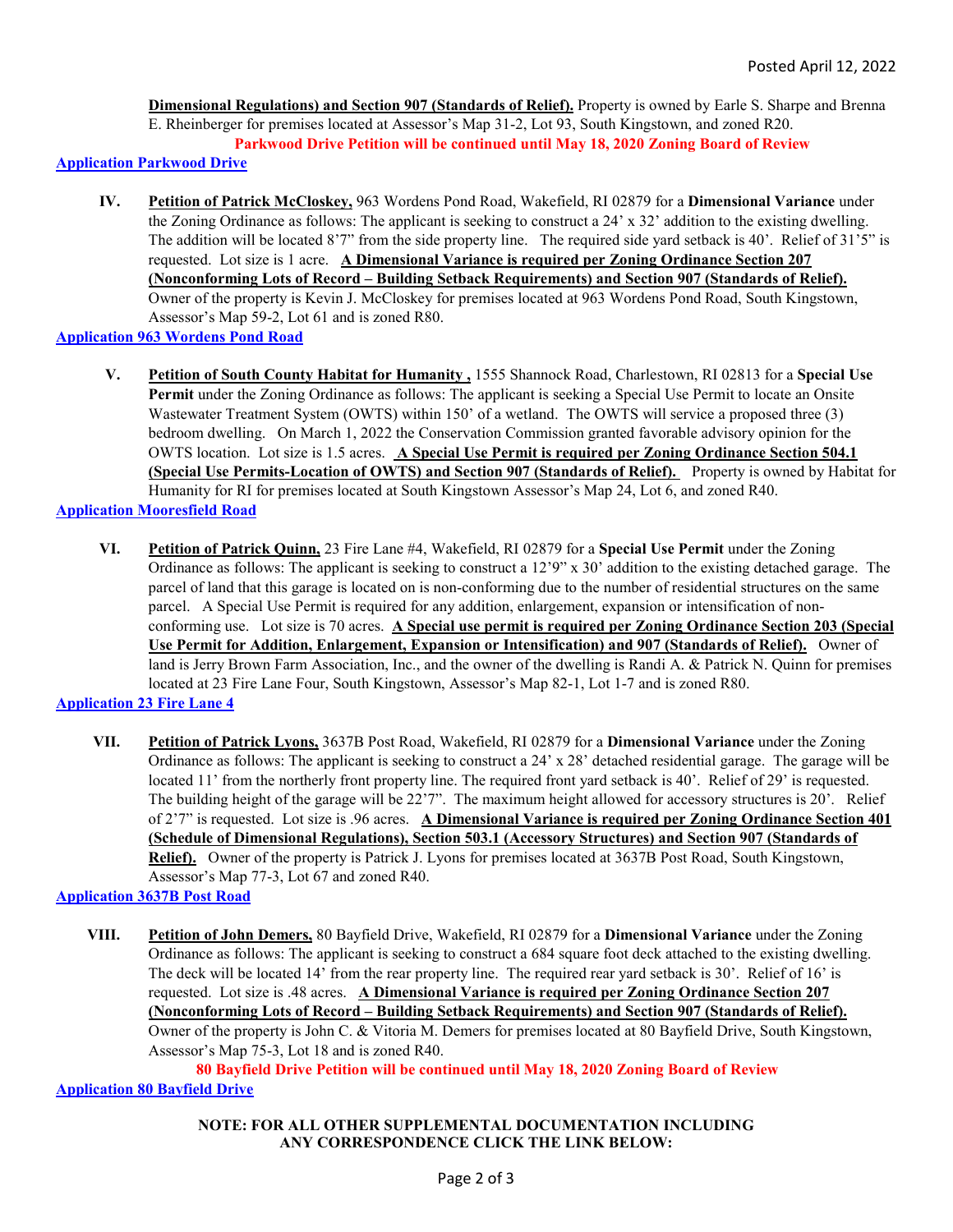**Dimensional Regulations) and Section 907 (Standards of Relief).** Property is owned by Earle S. Sharpe and Brenna E. Rheinberger for premises located at Assessor's Map 31-2, Lot 93, South Kingstown, and zoned R20.

**Parkwood Drive Petition will be continued until May 18, 2020 Zoning Board of Review**

**Application Parkwood Drive**

**IV.** **Petition of Patrick McCloskey,** 963 Wordens Pond Road, Wakefield, RI 02879 for a **Dimensional Variance** under the Zoning Ordinance as follows: The applicant is seeking to construct a 24' x 32' addition to the existing dwelling. The addition will be located 8'7" from the side property line. The required side yard setback is 40'. Relief of 31'5" is requested. Lot size is 1 acre. **A Dimensional Variance is required per Zoning Ordinance Section 207 (Nonconforming Lots of Record – Building Setback Requirements) and Section 907 (Standards of Relief).** Owner of the property is Kevin J. McCloskey for premises located at 963 Wordens Pond Road, South Kingstown, Assessor's Map 59-2, Lot 61 and is zoned R80.

**Application 963 Wordens Pond Road**

**V.** **Petition of South County Habitat for Humanity ,** 1555 Shannock Road, Charlestown, RI 02813 for a **Special Use Permit** under the Zoning Ordinance as follows: The applicant is seeking a Special Use Permit to locate an Onsite Wastewater Treatment System (OWTS) within 150' of a wetland. The OWTS will service a proposed three (3) bedroom dwelling. On March 1, 2022 the Conservation Commission granted favorable advisory opinion for the OWTS location. Lot size is 1.5 acres. **A Special Use Permit is required per Zoning Ordinance Section 504.1 (Special Use Permits-Location of OWTS) and Section 907 (Standards of Relief).** Property is owned by Habitat for Humanity for RI for premises located at South Kingstown Assessor's Map 24, Lot 6, and zoned R40.

**Application Mooresfield Road**

**VI.** **Petition of Patrick Quinn,** 23 Fire Lane #4, Wakefield, RI 02879 for a **Special Use Permit** under the Zoning Ordinance as follows: The applicant is seeking to construct a 12'9" x 30' addition to the existing detached garage. The parcel of land that this garage is located on is non-conforming due to the number of residential structures on the same parcel. A Special Use Permit is required for any addition, enlargement, expansion or intensification of non-conforming use. Lot size is 70 acres. **A Special use permit is required per Zoning Ordinance Section 203 (Special Use Permit for Addition, Enlargement, Expansion or Intensification) and 907 (Standards of Relief).** Owner of land is Jerry Brown Farm Association, Inc., and the owner of the dwelling is Randi A. & Patrick N. Quinn for premises located at 23 Fire Lane Four, South Kingstown, Assessor's Map 82-1, Lot 1-7 and is zoned R80.

**Application 23 Fire Lane 4**

**VII.** **Petition of Patrick Lyons,** 3637B Post Road, Wakefield, RI 02879 for a **Dimensional Variance** under the Zoning Ordinance as follows: The applicant is seeking to construct a 24' x 28' detached residential garage. The garage will be located 11' from the northerly front property line. The required front yard setback is 40'. Relief of 29' is requested. The building height of the garage will be 22'7". The maximum height allowed for accessory structures is 20'. Relief of 2'7" is requested. Lot size is .96 acres. **A Dimensional Variance is required per Zoning Ordinance Section 401 (Schedule of Dimensional Regulations), Section 503.1 (Accessory Structures) and Section 907 (Standards of Relief).** Owner of the property is Patrick J. Lyons for premises located at 3637B Post Road, South Kingstown, Assessor's Map 77-3, Lot 67 and zoned R40.

**Application 3637B Post Road**

**VIII.** **Petition of John Demers,** 80 Bayfield Drive, Wakefield, RI 02879 for a **Dimensional Variance** under the Zoning Ordinance as follows: The applicant is seeking to construct a 684 square foot deck attached to the existing dwelling. The deck will be located 14' from the rear property line. The required rear yard setback is 30'. Relief of 16' is requested. Lot size is .48 acres. **A Dimensional Variance is required per Zoning Ordinance Section 207 (Nonconforming Lots of Record – Building Setback Requirements) and Section 907 (Standards of Relief).** Owner of the property is John C. & Vitoria M. Demers for premises located at 80 Bayfield Drive, South Kingstown, Assessor's Map 75-3, Lot 18 and is zoned R40.

**80 Bayfield Drive Petition will be continued until May 18, 2020 Zoning Board of Review**

**Application 80 Bayfield Drive**

**NOTE: FOR ALL OTHER SUPPLEMENTAL DOCUMENTATION INCLUDING ANY CORRESPONDENCE CLICK THE LINK BELOW:**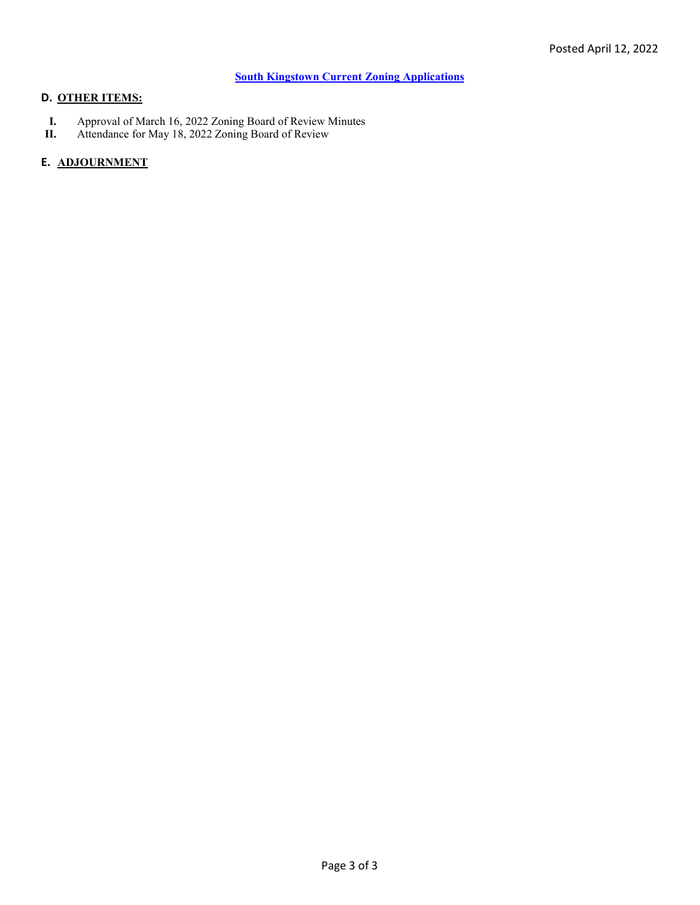Posted April 12, 2022

**[South Kingstown Current Zoning Applications]**

## D. OTHER ITEMS:

- **I.** Approval of March 16, 2022 Zoning Board of Review Minutes
- **II.** Attendance for May 18, 2022 Zoning Board of Review

## E. ADJOURNMENT